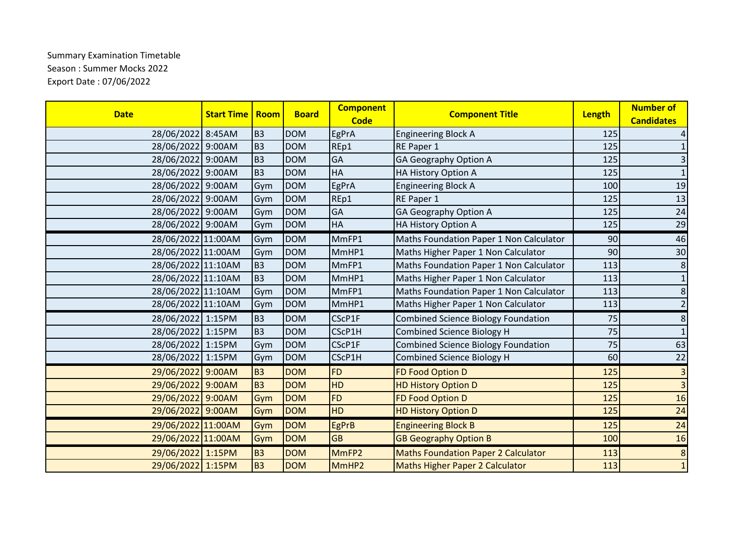Summary Examination Timetable
Season : Summer Mocks 2022
Export Date : 07/06/2022

| Date | Start Time | Room | Board | Component Code | Component Title | Length | Number of Candidates |
|---|---|---|---|---|---|---|---|
| 28/06/2022 | 8:45AM | B3 | DOM | EgPrA | Engineering Block A | 125 | 4 |
| 28/06/2022 | 9:00AM | B3 | DOM | REp1 | RE Paper 1 | 125 | 1 |
| 28/06/2022 | 9:00AM | B3 | DOM | GA | GA Geography Option A | 125 | 3 |
| 28/06/2022 | 9:00AM | B3 | DOM | HA | HA History Option A | 125 | 1 |
| 28/06/2022 | 9:00AM | Gym | DOM | EgPrA | Engineering Block A | 100 | 19 |
| 28/06/2022 | 9:00AM | Gym | DOM | REp1 | RE Paper 1 | 125 | 13 |
| 28/06/2022 | 9:00AM | Gym | DOM | GA | GA Geography Option A | 125 | 24 |
| 28/06/2022 | 9:00AM | Gym | DOM | HA | HA History Option A | 125 | 29 |
| 28/06/2022 | 11:00AM | Gym | DOM | MmFP1 | Maths Foundation Paper 1 Non Calculator | 90 | 46 |
| 28/06/2022 | 11:00AM | Gym | DOM | MmHP1 | Maths Higher Paper 1 Non Calculator | 90 | 30 |
| 28/06/2022 | 11:10AM | B3 | DOM | MmFP1 | Maths Foundation Paper 1 Non Calculator | 113 | 8 |
| 28/06/2022 | 11:10AM | B3 | DOM | MmHP1 | Maths Higher Paper 1 Non Calculator | 113 | 1 |
| 28/06/2022 | 11:10AM | Gym | DOM | MmFP1 | Maths Foundation Paper 1 Non Calculator | 113 | 8 |
| 28/06/2022 | 11:10AM | Gym | DOM | MmHP1 | Maths Higher Paper 1 Non Calculator | 113 | 2 |
| 28/06/2022 | 1:15PM | B3 | DOM | CScP1F | Combined Science Biology Foundation | 75 | 8 |
| 28/06/2022 | 1:15PM | B3 | DOM | CScP1H | Combined Science Biology H | 75 | 1 |
| 28/06/2022 | 1:15PM | Gym | DOM | CScP1F | Combined Science Biology Foundation | 75 | 63 |
| 28/06/2022 | 1:15PM | Gym | DOM | CScP1H | Combined Science Biology H | 60 | 22 |
| 29/06/2022 | 9:00AM | B3 | DOM | FD | FD Food Option D | 125 | 3 |
| 29/06/2022 | 9:00AM | B3 | DOM | HD | HD History Option D | 125 | 3 |
| 29/06/2022 | 9:00AM | Gym | DOM | FD | FD Food Option D | 125 | 16 |
| 29/06/2022 | 9:00AM | Gym | DOM | HD | HD History Option D | 125 | 24 |
| 29/06/2022 | 11:00AM | Gym | DOM | EgPrB | Engineering Block B | 125 | 24 |
| 29/06/2022 | 11:00AM | Gym | DOM | GB | GB Geography Option B | 100 | 16 |
| 29/06/2022 | 1:15PM | B3 | DOM | MmFP2 | Maths Foundation Paper 2 Calculator | 113 | 8 |
| 29/06/2022 | 1:15PM | B3 | DOM | MmHP2 | Maths Higher Paper 2 Calculator | 113 | 1 |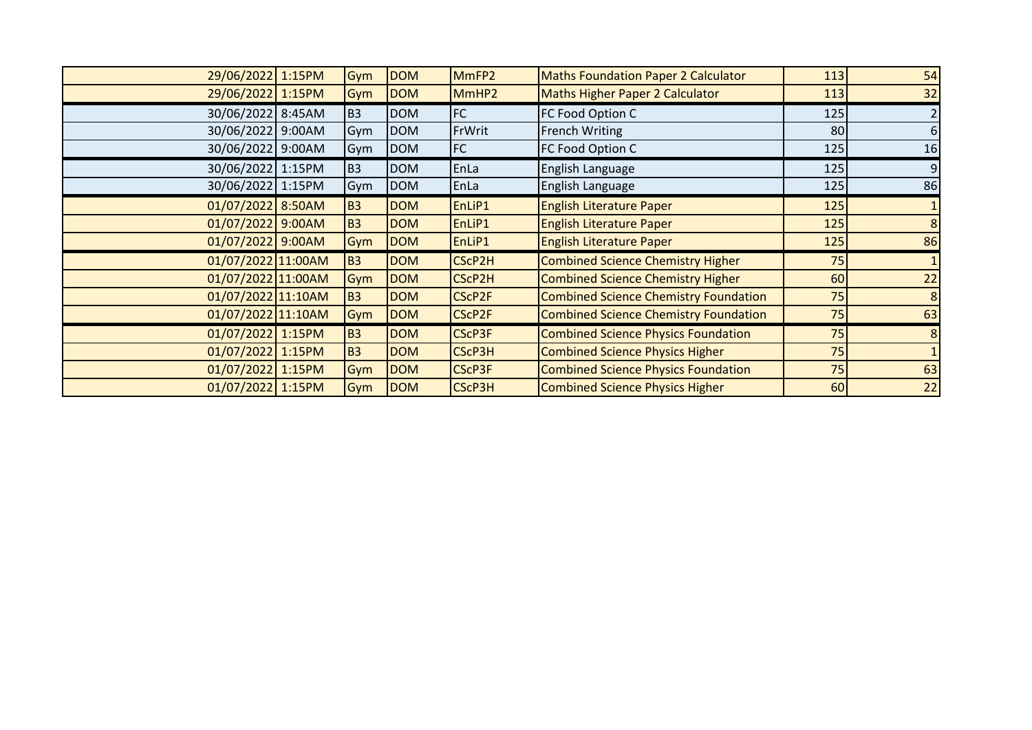| | | | | | | | |
|---|---|---|---|---|---|---|---|
| 29/06/2022 | 1:15PM | Gym | DOM | MmFP2 | Maths Foundation Paper 2 Calculator | 113 | 54 |
| 29/06/2022 | 1:15PM | Gym | DOM | MmHP2 | Maths Higher Paper 2 Calculator | 113 | 32 |
| 30/06/2022 | 8:45AM | B3 | DOM | FC | FC Food Option C | 125 | 2 |
| 30/06/2022 | 9:00AM | Gym | DOM | FrWrit | French Writing | 80 | 6 |
| 30/06/2022 | 9:00AM | Gym | DOM | FC | FC Food Option C | 125 | 16 |
| 30/06/2022 | 1:15PM | B3 | DOM | EnLa | English Language | 125 | 9 |
| 30/06/2022 | 1:15PM | Gym | DOM | EnLa | English Language | 125 | 86 |
| 01/07/2022 | 8:50AM | B3 | DOM | EnLiP1 | English Literature Paper | 125 | 1 |
| 01/07/2022 | 9:00AM | B3 | DOM | EnLiP1 | English Literature Paper | 125 | 8 |
| 01/07/2022 | 9:00AM | Gym | DOM | EnLiP1 | English Literature Paper | 125 | 86 |
| 01/07/2022 | 11:00AM | B3 | DOM | CScP2H | Combined Science Chemistry Higher | 75 | 1 |
| 01/07/2022 | 11:00AM | Gym | DOM | CScP2H | Combined Science Chemistry Higher | 60 | 22 |
| 01/07/2022 | 11:10AM | B3 | DOM | CScP2F | Combined Science Chemistry Foundation | 75 | 8 |
| 01/07/2022 | 11:10AM | Gym | DOM | CScP2F | Combined Science Chemistry Foundation | 75 | 63 |
| 01/07/2022 | 1:15PM | B3 | DOM | CScP3F | Combined Science Physics Foundation | 75 | 8 |
| 01/07/2022 | 1:15PM | B3 | DOM | CScP3H | Combined Science Physics Higher | 75 | 1 |
| 01/07/2022 | 1:15PM | Gym | DOM | CScP3F | Combined Science Physics Foundation | 75 | 63 |
| 01/07/2022 | 1:15PM | Gym | DOM | CScP3H | Combined Science Physics Higher | 60 | 22 |